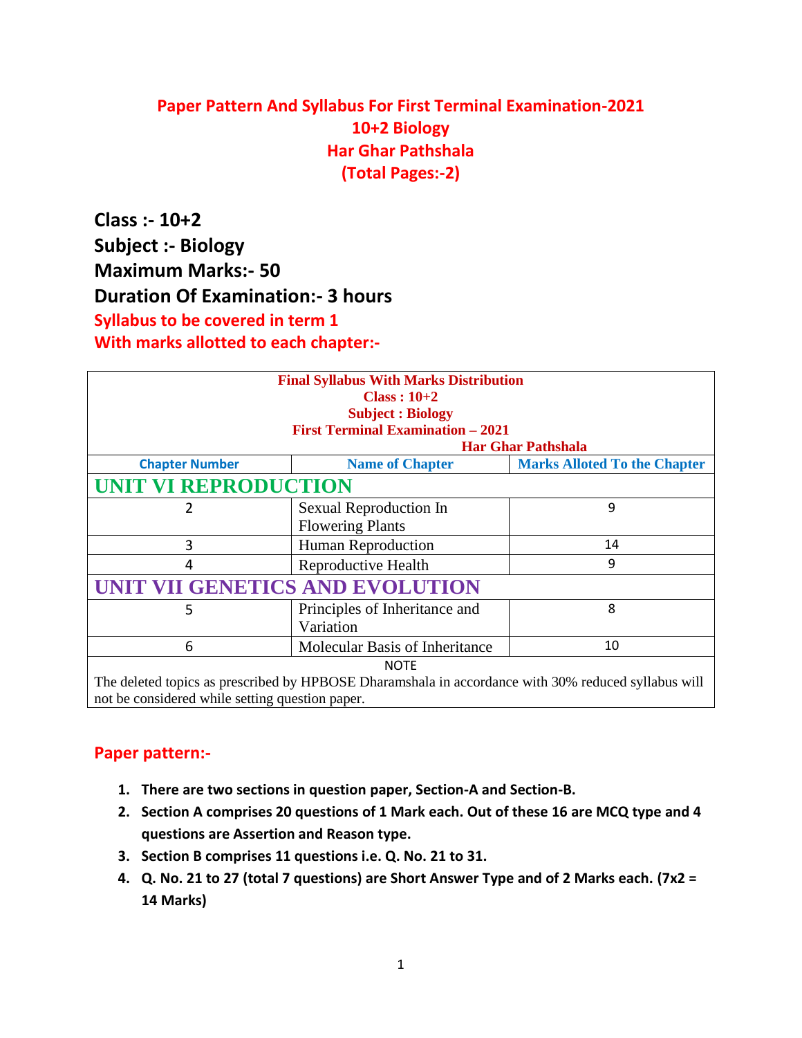# Paper Pattern And Syllabus For First Terminal Examination-2021
## 10+2 Biology
## Har Ghar Pathshala
## (Total Pages:-2)

**Class :- 10+2**
**Subject :- Biology**
**Maximum Marks:- 50**
**Duration Of Examination:- 3 hours**

**Syllabus to be covered in term 1**
**With marks allotted to each chapter:-**

| Final Syllabus With Marks Distribution<br>Class : 10+2<br>Subject : Biology<br>First Terminal Examination – 2021<br>Har Ghar Pathshala | | |
|---|---|---|
| **Chapter Number** | **Name of Chapter** | **Marks Alloted To the Chapter** |
| **UNIT VI REPRODUCTION** | | |
| 2 | Sexual Reproduction In Flowering Plants | 9 |
| 3 | Human Reproduction | 14 |
| 4 | Reproductive Health | 9 |
| **UNIT VII GENETICS AND EVOLUTION** | | |
| 5 | Principles of Inheritance and Variation | 8 |
| 6 | Molecular Basis of Inheritance | 10 |
| NOTE<br>The deleted topics as prescribed by HPBOSE Dharamshala in accordance with 30% reduced syllabus will not be considered while setting question paper. | | |

## Paper pattern:-

1. **There are two sections in question paper, Section-A and Section-B.**
2. **Section A comprises 20 questions of 1 Mark each. Out of these 16 are MCQ type and 4 questions are Assertion and Reason type.**
3. **Section B comprises 11 questions i.e. Q. No. 21 to 31.**
4. **Q. No. 21 to 27 (total 7 questions) are Short Answer Type and of 2 Marks each. (7x2 = 14 Marks)**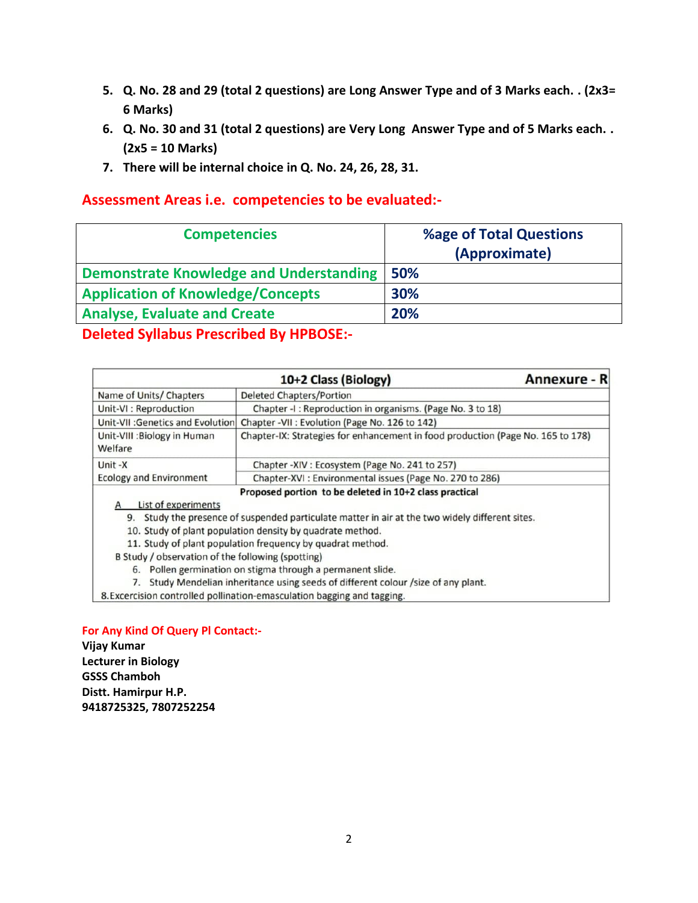5. **Q. No. 28 and 29 (total 2 questions) are Long Answer Type and of 3 Marks each. . (2x3= 6 Marks)**
6. **Q. No. 30 and 31 (total 2 questions) are Very Long Answer Type and of 5 Marks each. . (2x5 = 10 Marks)**
7. **There will be internal choice in Q. No. 24, 26, 28, 31.**

## Assessment Areas i.e. competencies to be evaluated:-

| Competencies | %age of Total Questions (Approximate) |
|---|---|
| Demonstrate Knowledge and Understanding | 50% |
| Application of Knowledge/Concepts | 30% |
| Analyse, Evaluate and Create | 20% |

## Deleted Syllabus Prescribed By HPBOSE:-

| 10+2 Class (Biology) | Annexure - R |
|---|---|
| Name of Units/ Chapters | Deleted Chapters/Portion |
| Unit-VI : Reproduction | Chapter -I : Reproduction in organisms. (Page No. 3 to 18) |
| Unit-VII :Genetics and Evolution | Chapter -VII : Evolution (Page No. 126 to 142) |
| Unit-VIII :Biology in Human Welfare | Chapter-IX: Strategies for enhancement in food production (Page No. 165 to 178) |
| Unit -X Ecology and Environment | Chapter -XIV : Ecosystem (Page No. 241 to 257)<br>Chapter-XVI : Environmental issues (Page No. 270 to 286) |

**Proposed portion to be deleted in 10+2 class practical**

A List of experiments

9. Study the presence of suspended particulate matter in air at the two widely different sites.
10. Study of plant population density by quadrate method.
11. Study of plant population frequency by quadrat method.

B Study / observation of the following (spotting)

6. Pollen germination on stigma through a permanent slide.
7. Study Mendelian inheritance using seeds of different colour /size of any plant.

8. Excercision controlled pollination-emasculation bagging and tagging.

**For Any Kind Of Query Pl Contact:-**

**Vijay Kumar**
**Lecturer in Biology**
**GSSS Chamboh**
**Distt. Hamirpur H.P.**
**9418725325, 7807252254**